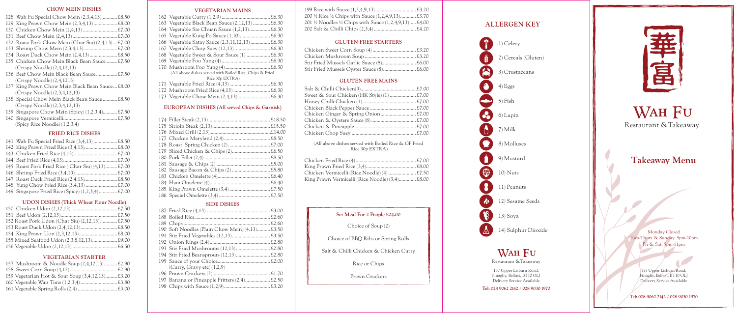## CHOW MEIN DISHES

128 Wah Fu Special Chow Mein (2,3,4,13)............£8.50
129 King Prawn Chow Mein (2,3,4,13)..................£8.00
130 Chicken Chow Mein (2,4,13)...........................£7.00
131 Beef Chow Mein (2,4,13)..................................£7.00
132 Roast Pork Chow Mein (Char Siu) (2,4,13)...£7.00
133 Shrimp Chow Mein (2,3,4,13).........................£7.00
134 Roast Duck Chow Mein (2,4,13).....................£8.50
135 Chicken Chow Mein Black Bean Sauce.........£7.50
(Crispy Noodle) (2,4,12,13)
136 Beef Chow Mein Black Bean Sauce................£7.50
(Crispy Noodle) (2,4,1213)
137 King Prawn Chow Mein Black Bean Sauce...£8.00
(Crispy Noodle) (2,3,4,12,13)
138 Special Chow Mein Black Bean Sauce...........£8.50
(Crispy Noodle) (2,3,4,12,13)
139 Singapore Chow Mein (Spicy) (1,2,3,4)...........£7.50
140 Singapore Vermicelli.........................................£7.50
(Spicy Rice Noodle) (1,2,3,4)

## FRIED RICE DISHES

141 Wah Fu Special Fried Rice (3,4,13)..................£8.50
142 King Prawn Fried Rice (3,4,13).........................£8.00
143 Chicken Fried Rice (4,13).................................£7.00
144 Beef Fried Rice (4,13).......................................£7.00
145 Roast Pork Fried Rice ( Char Siu) (4,13)..........£7.00
146 Shrimp Fried Rice (3,4,13)...............................£7.00
147 Roast Duck Fried Rice (2,4,13).........................£8.50
148 Yung Chow Fried Rice (3,4,13).........................£7.00
149 Singapore Fried Rice (Spicy) (1,2,3,4)..............£7.00

## UDON DISHES (Thick Wheat Flour Noodle)

150 Chicken Udon (2,12,13)....................................£7.50
151 Beef Udon (2,12,13)..........................................£7.50
152 Roast Pork Udon (Char Siu) (2,12,13).............£7.50
153 Roast Duck Udon (2,4,12,13)............................£8.50
154 King Prawn Uon (2,3,12,13)..............................£8.00
155 Mixed Seafood Udon (2,3,8,12,13)...................£9.00
156 Vegetable Udon (2,12,13)..................................£6.50

## VEGETARIAN STARTER

157 Mushroom & Noodle Soup (2,4,12,13)...........£2.90
158 Sweet Corn Soup (4,12)....................................£2.90
159 Vegetarian Hot & Sour Soup (3,4,12,13).........£3.20
160 Vegetable Wan Tuns (1,2,3,4)..........................£3.80
161 Vegetable Spring Rolls (2,4).............................£3.00

## VEGETARIAN MAINS

162 Vegetable Curry (1,2,9).....................................£6.30
163 Vegetable Black Bean Sauce (2,12,13).............£6.30
164 Vegetable Sze Chuan Sauce (1,2,13)................£6.30
165 Vegetable Kung Po Sauce (1,10).......................£6.30
166 Vegetable Satay Sauce (2,3,11,12,13)...............£6.30
167 Vegetable Chop Suey (12,13)...........................£6.30
168 Vegetable Sweet & Sour Sauce (1)..................£6.30
169 Vegetable Foo Yung (4)....................................£6.30
170 Mushroom Foo Yung (4)..................................£6.30
(All above dishes served with Boiled Rice, Chips & Fried Rice 30p EXTRA)
171 Vegetable Fried Rice (4,13)...............................£6.30
172 Mushroom Fried Rice (4,13)............................£6.30
173 Vegetable Chow Mein (2,4,13).........................£6.30

## EUROPEAN DISHES (All served Chips & Garnish)

174 Fillet Steak (2,13)..............................................£18.50
175 Sirloin Steak (2,13)............................................£15.50
176 Mixed Grill (2,13)..............................................£14.00
177 Chicken Maryland (2,4)....................................£8.50
178 Roast Spring Chicken (2)..................................£7.00
179 Sliced Chicken & Chips (2)...............................£6.50
180 Pork Fillet (2,4).................................................£8.50
181 Sausage & Chips (2)..........................................£5.00
182 Sausage Bacon & Chips (2)...............................£5.80
183 Chicken Omelete (4).........................................£6.40
184 Ham Omelete (4)..............................................£6.40
185 King Prawn Omelete (3,4)................................£7.50
186 Special Omelete (3,4)........................................£7.50

## SIDE DISHES

187 Fried Rice (4,13).................................................£3.00
188 Boiled Rice........................................................£2.60
189 Chips..................................................................£2.60
190 Soft Noodles (Plain Chow Mein) (4,13)...........£3.50
191 Stir Fried Vegetables (12,13).............................£3.50
192 Onion Rings (2,4)..............................................£2.80
193 Stir Fried Mushrooms (12,13)...........................£2.80
194 Stir Fried Beansprouts (12,13)...........................£2.80
195 Sauce of your Choice.........................................£2.00
(Curry, Gravy etc) (1,2,9)
196 Prawn Crackers (3)............................................£1.70
197 Banana or Pineapple Fritters (2,4)....................£2.50
198 Chips with Sauce (1,2,9)...................................£3.20
199 Rice with Sauce (1,2,4,9,13)..............................£3.20
200 ½ Rice ½ Chips with Sauce (1,2,4,9,13)............£3.70
201 ½ Noodles ½ Chips with Sauce (1,2,4,9,13).....£4.00
202 Salt & Chilli Chips (2,3,4)..................................£4.20

## GLUTEN FREE STARTERS

Chicken Sweet Corn Soup (4)..................................£3.20
Chicken Mushroom Soup.........................................£3.20
Stir Fried Mussels Garlic Sauce (8)..........................£6.00
Stir Fried Mussels Oyster Sauce (8)..........................£6.00

## GLUTEN FREE MAINS

Salt & Chilli Chicken(3)...........................................£7.00
Sweet & Sour Chicken (HK Style) (1).....................£7.00
Honey Chilli Chicken (1).........................................£7.00
Chicken Black Pepper Sauce...................................£7.00
Chicken Ginger & Spring Onion............................£7.00
Chicken & Oysters Sauce (8)..................................£7.00
Chicken & Pineapple...............................................£7.00
Chicken Chop Suey.................................................£7.00

(All above dishes served with Boiled Rice & GF Fried Rice 30p EXTRA)

Chicken Fried Rice (4)..............................................£7.00
King Prawn Fried Rice (3,4).....................................£8.00
Chicken Vermicelli (Rice Noodle) (4)......................£7.50
King Prawn Vermicelli (Rice Noodle) (3,4).............£8.00

### Set Meal For 2 People £24.00

Choice of Soup (2)

Choice of BBQ Ribs or Spring Rolls

Salt & Chilli Chicken & Chicken Curry

Rice or Chips

Prawn Crackers

## ALLERGEN KEY

1) Celery
2) Cereals (Gluten)
3) Crustaceans
4) Eggs
5) Fish
6) Lupin
7) Milk
8) Molluscs
9) Mustard
10) Nuts
11) Peanuts
12) Sesame Seeds
13) Soya
14) Sulphur Dioxide

**WAH FU**
Restaurant & Takeaway

157 Upper Lisburn Road,
Finaghy, Belfast, BT10 OLJ
Delivery Service Available

**Tel: 028 9062 2142 / 028 9030 1970**

華富

# WAH FU
Restaurant & Takeaway

## Takeaway Menu

Monday Closed
Tues-Thurs & Sunday: 5pm-10pm
Fri & Sat: 5pm-11pm

157 Upper Lisburn Road,
Finaghy, Belfast, BT10 OLJ
Delivery Service Available

**Tel: 028 9062 2142 / 028 9030 1970**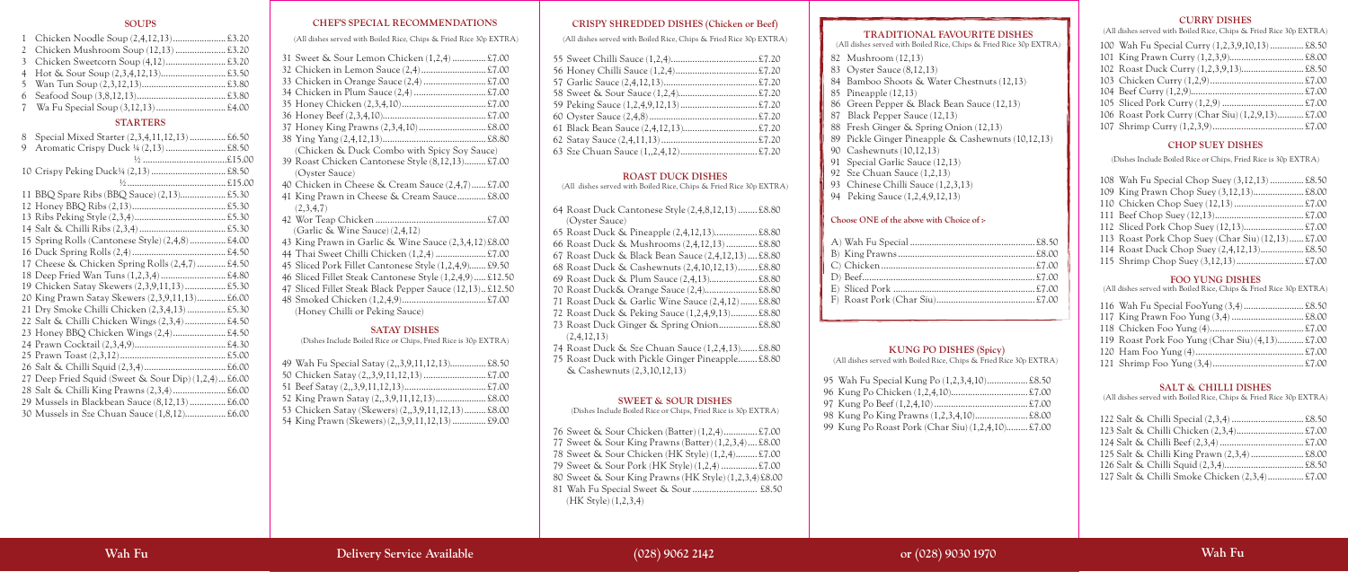## SOUPS

1 Chicken Noodle Soup (2,4,12,13) £3.20
2 Chicken Mushroom Soup (12,13) £3.20
3 Chicken Sweetcorn Soup (4,12) £3.20
4 Hot & Sour Soup (2,3,4,12,13) £3.50
5 Wan Tun Soup (2,3,12,13) £3.80
6 Seafood Soup (3,8,12,13) £3.80
7 Wa Fu Special Soup (3,12,13) £4.00

## STARTERS

8 Special Mixed Starter (2,3,4,11,12,13) £6.50
9 Aromatic Crispy Duck ¼ (2,13) £8.50
½ £15.00
10 Crispy Peking Duck¼ (2,13) £8.50
½ £15.00
11 BBQ Spare Ribs (BBQ Sauce) (2,13) £5.30
12 Honey BBQ Ribs (2,13) £5.30
13 Ribs Peking Style (2,3,4) £5.30
14 Salt & Chilli Ribs (2,3,4) £5.30
15 Spring Rolls (Cantonese Style) (2,4,8) £4.00
16 Duck Spring Rolls (2,4) £4.50
17 Cheese & Chicken Spring Rolls (2,4,7) £4.50
18 Deep Fried Wan Tuns (1,2,3,4) £4.80
19 Chicken Satay Skewers (2,3,9,11,13) £5.30
20 King Prawn Satay Skewers (2,3,9,11,13) £6.00
21 Dry Smoke Chilli Chicken (2,3,4,13) £5.30
22 Salt & Chilli Chicken Wings (2,3,4) £4.50
23 Honey BBQ Chicken Wings (2,4) £4.50
24 Prawn Cocktail (2,3,4,9) £4.30
25 Prawn Toast (2,3,12) £5.00
26 Salt & Chilli Squid (2,3,4) £6.00
27 Deep Fried Squid (Sweet & Sour Dip) (1,2,4) £6.00
28 Salt & Chilli King Prawns (2,3,4) £6.00
29 Mussels in Blackbean Sauce (8,12,13) £6.00
30 Mussels in Sze Chuan Sauce (1,8,12) £6.00

## CHEF'S SPECIAL RECOMMENDATIONS

(All dishes served with Boiled Rice, Chips & Fried Rice 30p EXTRA)

31 Sweet & Sour Lemon Chicken (1,2,4) £7.00
32 Chicken in Lemon Sauce (2,4) £7.00
33 Chicken in Orange Sauce (2,4) £7.00
34 Chicken in Plum Sauce (2,4) £7.00
35 Honey Chicken (2,3,4,10) £7.00
36 Honey Beef (2,3,4,10) £7.00
37 Honey King Prawns (2,3,4,10) £8.00
38 Ying Yang (2,4,12,13) £8.80
(Chicken & Duck Combo with Spicy Soy Sauce)
39 Roast Chicken Cantonese Style (8,12,13) £7.00
(Oyster Sauce)
40 Chicken in Cheese & Cream Sauce (2,4,7) £7.00
41 King Prawn in Cheese & Cream Sauce £8.00
(2,3,4,7)
42 Wor Teap Chicken £7.00
(Garlic & Wine Sauce) (2,4,12)
43 King Prawn in Garlic & Wine Sauce (2,3,4,12) £8.00
44 Thai Sweet Chilli Chicken (1,2,4) £7.00
45 Sliced Pork Fillet Cantonese Style (1,2,4,9) £9.50
46 Sliced Fillet Steak Cantonese Style (1,2,4,9) £12.50
47 Sliced Fillet Steak Black Pepper Sauce (12,13) £12.50
48 Smoked Chicken (1,2,4,9) £7.00
(Honey Chilli or Peking Sauce)

## SATAY DISHES

(Dishes Include Boiled Rice or Chips, Fried Rice is 30p EXTRA)

49 Wah Fu Special Satay (2,,3,9,11,12,13) £8.50
50 Chicken Satay (2,,3,9,11,12,13) £7.00
51 Beef Satay (2,,3,9,11,12,13) £7.00
52 King Prawn Satay (2,,3,9,11,12,13) £8.00
53 Chicken Satay (Skewers) (2,,3,9,11,12,13) £8.00
54 King Prawn (Skewers) (2,,3,9,11,12,13) £9.00

## CRISPY SHREDDED DISHES (Chicken or Beef)

(All dishes served with Boiled Rice, Chips & Fried Rice 30p EXTRA)

55 Sweet Chilli Sauce (1,2,4) £7.20
56 Honey Chilli Sauce (1,2,4) £7.20
57 Garlic Sauce (2,4,12,13) £7.20
58 Sweet & Sour Sauce (1,2,4) £7.20
59 Peking Sauce (1,2,4,9,12,13) £7.20
60 Oyster Sauce (2,4,8) £7.20
61 Black Bean Sauce (2,4,12,13) £7.20
62 Satay Sauce (2,4,11,13) £7.20
63 Sze Chuan Sauce (1,,2,4,12) £7.20

## ROAST DUCK DISHES

(All dishes served with Boiled Rice, Chips & Fried Rice 30p EXTRA)

64 Roast Duck Cantonese Style (2,4,8,12,13) £8.80
(Oyster Sauce)
65 Roast Duck & Pineapple (2,4,12,13) £8.80
66 Roast Duck & Mushrooms (2,4,12,13) £8.80
67 Roast Duck & Black Bean Sauce (2,4,12,13) £8.80
68 Roast Duck & Cashewnuts (2,4,10,12,13) £8.80
69 Roast Duck & Plum Sauce (2,4,13) £8.80
70 Roast Duck& Orange Sauce (2,4) £8.80
71 Roast Duck & Garlic Wine Sauce (2,4,12) £8.80
72 Roast Duck & Peking Sauce (1,2,4,9,13) £8.80
73 Roast Duck Ginger & Spring Onion £8.80
(2,4,12,13)
74 Roast Duck & Sze Chuan Sauce (1,2,4,13) £8.80
75 Roast Duck with Pickle Ginger Pineapple £8.80
& Cashewnuts (2,3,10,12,13)

## SWEET & SOUR DISHES

(Dishes Include Boiled Rice or Chips, Fried Rice is 30p EXTRA)

76 Sweet & Sour Chicken (Batter) (1,2,4) £7.00
77 Sweet & Sour King Prawns (Batter) (1,2,3,4) £8.00
78 Sweet & Sour Chicken (HK Style) (1,2,4) £7.00
79 Sweet & Sour Pork (HK Style) (1,2,4) £7.00
80 Sweet & Sour King Prawns (HK Style) (1,2,3,4) £8.00
81 Wah Fu Special Sweet & Sour £8.50
(HK Style) (1,2,3,4)

## TRADITIONAL FAVOURITE DISHES

(All dishes served with Boiled Rice, Chips & Fried Rice 30p EXTRA)

82 Mushroom (12,13)
83 Oyster Sauce (8,12,13)
84 Bamboo Shoots & Water Chestnuts (12,13)
85 Pineapple (12,13)
86 Green Pepper & Black Bean Sauce (12,13)
87 Black Pepper Sauce (12,13)
88 Fresh Ginger & Spring Onion (12,13)
89 Pickle Ginger Pineapple & Cashewnuts (10,12,13)
90 Cashewnuts (10,12,13)
91 Special Garlic Sauce (12,13)
92 Sze Chuan Sauce (1,2,13)
93 Chinese Chilli Sauce (1,2,3,13)
94 Peking Sauce (1,2,4,9,12,13)

**Choose ONE of the above with Choice of :-**

A) Wah Fu Special £8.50
B) King Prawns £8.00
C) Chicken £7.00
D) Beef £7.00
E) Sliced Pork £7.00
F) Roast Pork (Char Siu) £7.00

## KUNG PO DISHES (Spicy)

(All dishes served with Boiled Rice, Chips & Fried Rice 30p EXTRA)

95 Wah Fu Special Kung Po (1,2,3,4,10) £8.50
96 Kung Po Chicken (1,2,4,10) £7.00
97 Kung Po Beef (1,2,4,10) £7.00
98 Kung Po King Prawns (1,2,3,4,10) £8.00
99 Kung Po Roast Pork (Char Siu) (1,2,4,10) £7.00

## CURRY DISHES

(All dishes served with Boiled Rice, Chips & Fried Rice 30p EXTRA)

100 Wah Fu Special Curry (1,2,3,9,10,13) £8.50
101 King Prawn Curry (1,2,3,9) £8.00
102 Roast Duck Curry (1,2,3,9,13) £8.50
103 Chicken Curry (1,2,9) £7.00
104 Beef Curry (1,2,9) £7.00
105 Sliced Pork Curry (1,2,9) £7.00
106 Roast Pork Curry (Char Siu) (1,2,9,13) £7.00
107 Shrimp Curry (1,2,3,9) £7.00

## CHOP SUEY DISHES

(Dishes Include Boiled Rice or Chips, Fried Rice is 30p EXTRA)

108 Wah Fu Special Chop Suey (3,12,13) £8.50
109 King Prawn Chop Suey (3,12,13) £8.00
110 Chicken Chop Suey (12,13) £7.00
111 Beef Chop Suey (12,13) £7.00
112 Sliced Pork Chop Suey (12,13) £7.00
113 Roast Pork Chop Suey (Char Siu) (12,13) £7.00
114 Roast Duck Chop Suey (2,4,12,13) £8.50
115 Shrimp Chop Suey (3,12,13) £7.00

## FOO YUNG DISHES

(All dishes served with Boiled Rice, Chips & Fried Rice 30p EXTRA)

116 Wah Fu Special FooYung (3,4) £8.50
117 King Prawn Foo Yung (3,4) £8.00
118 Chicken Foo Yung (4) £7.00
119 Roast Pork Foo Yung (Char Siu) (4,13) £7.00
120 Ham Foo Yung (4) £7.00
121 Shrimp Foo Yung (3,4) £7.00

## SALT & CHILLI DISHES

(All dishes served with Boiled Rice, Chips & Fried Rice 30p EXTRA)

122 Salt & Chilli Special (2,3,4) £8.50
123 Salt & Chilli Chicken (2,3,4) £7.00
124 Salt & Chilli Beef (2,3,4) £7.00
125 Salt & Chilli King Prawn (2,3,4) £8.00
126 Salt & Chilli Squid (2,3,4) £8.50
127 Salt & Chilli Smoke Chicken (2,3,4) £7.00

Wah Fu | Delivery Service Available | (028) 9062 2142 | or (028) 9030 1970 | Wah Fu